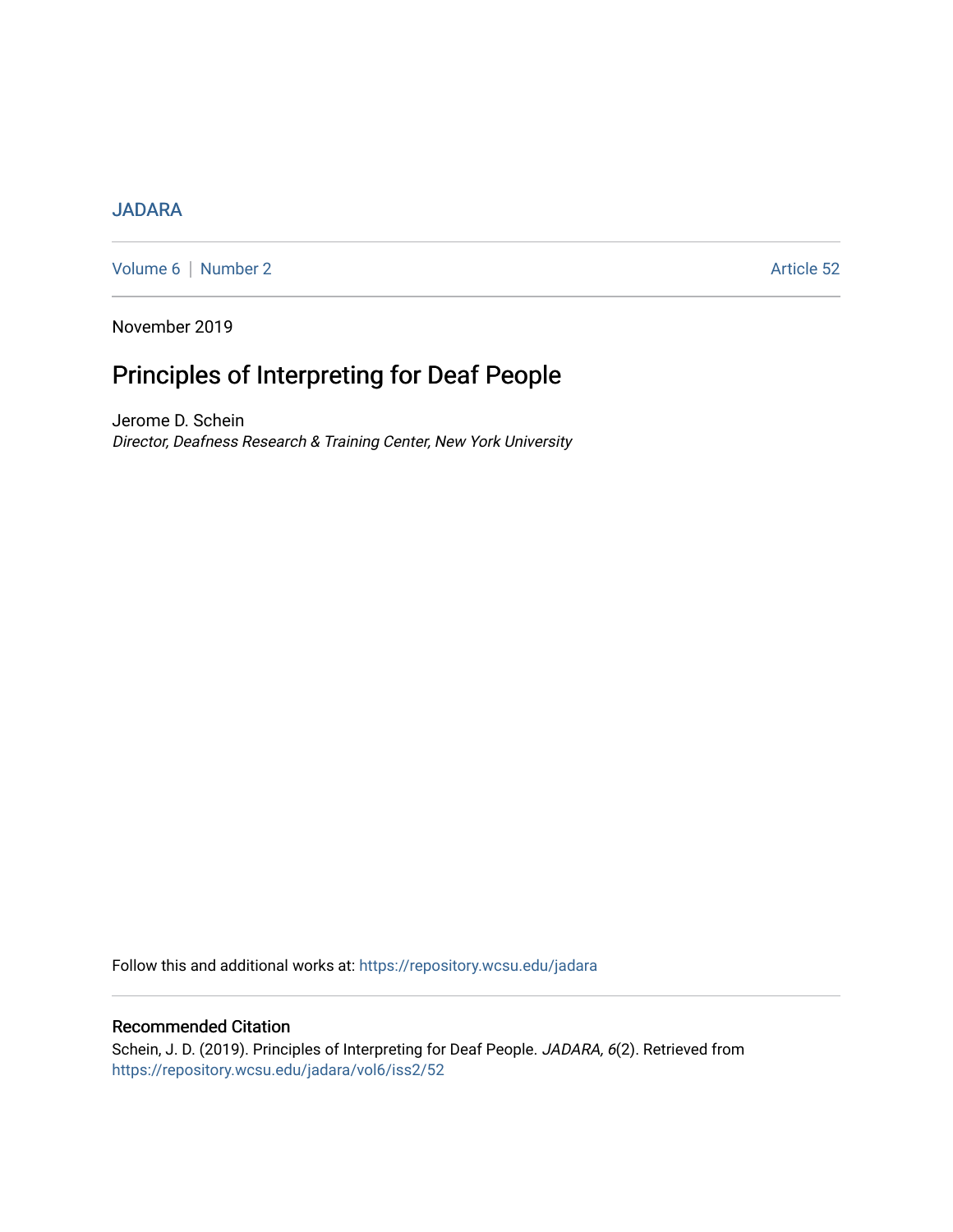JADARA

Volume 6 | Number 2 Article 52

November 2019

# Principles of Interpreting for Deaf People

Jerome D. Schein
*Director, Deafness Research & Training Center, New York University*

Follow this and additional works at: https://repository.wcsu.edu/jadara

## Recommended Citation

Schein, J. D. (2019). Principles of Interpreting for Deaf People. *JADARA, 6*(2). Retrieved from https://repository.wcsu.edu/jadara/vol6/iss2/52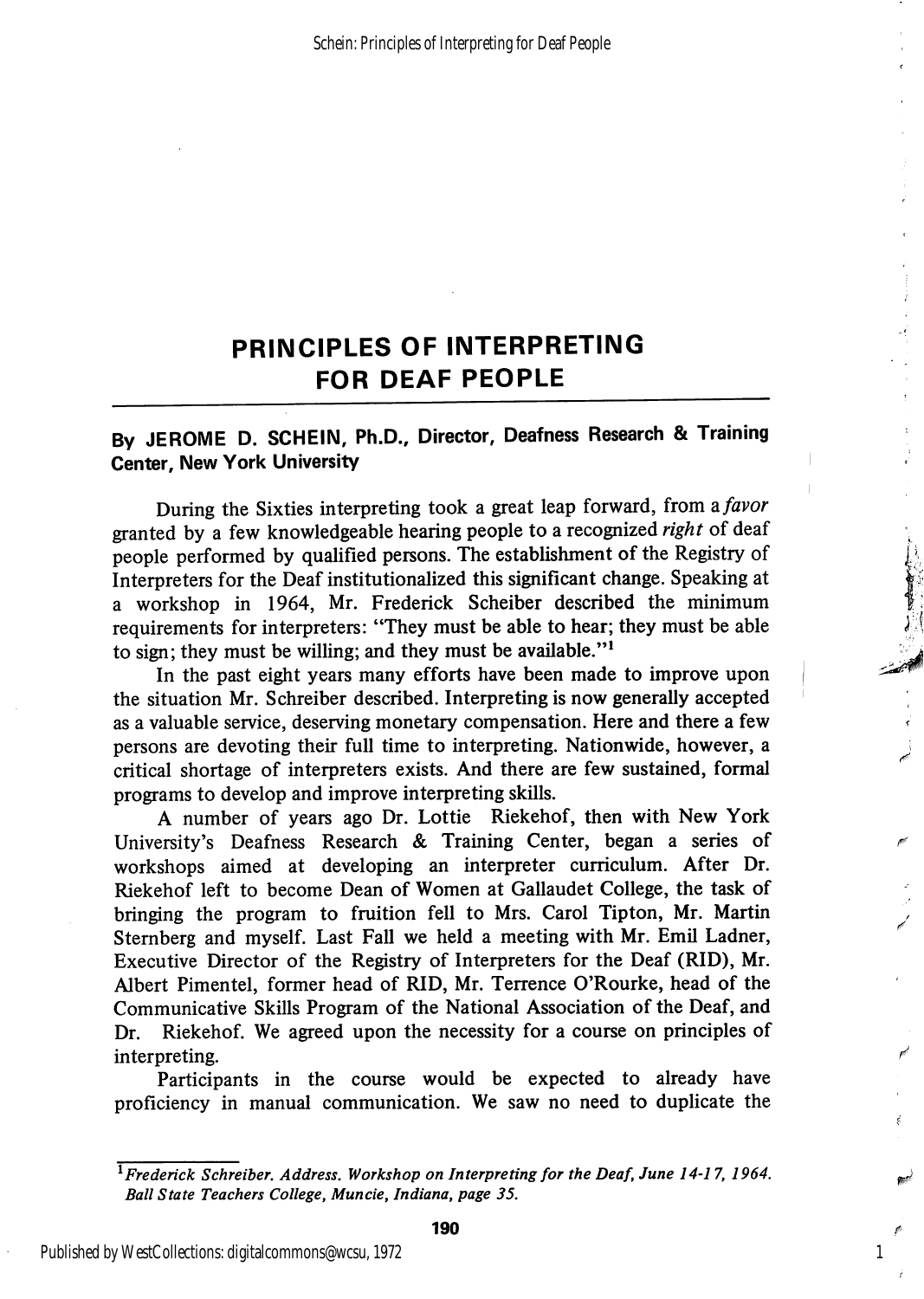# PRINCIPLES OF INTERPRETING FOR DEAF PEOPLE

## By JEROME D. SCHEIN, Ph.D., Director, Deafness Research & Training Center, New York University

During the Sixties interpreting took a great leap forward, from a *favor* granted by a few knowledgeable hearing people to a recognized *right* of deaf people performed by qualified persons. The establishment of the Registry of Interpreters for the Deaf institutionalized this significant change. Speaking at a workshop in 1964, Mr. Frederick Scheiber described the minimum requirements for interpreters: "They must be able to hear; they must be able to sign; they must be willing; and they must be available."[1]

In the past eight years many efforts have been made to improve upon the situation Mr. Schreiber described. Interpreting is now generally accepted as a valuable service, deserving monetary compensation. Here and there a few persons are devoting their full time to interpreting. Nationwide, however, a critical shortage of interpreters exists. And there are few sustained, formal programs to develop and improve interpreting skills.

A number of years ago Dr. Lottie Riekehof, then with New York University's Deafness Research & Training Center, began a series of workshops aimed at developing an interpreter curriculum. After Dr. Riekehof left to become Dean of Women at Gallaudet College, the task of bringing the program to fruition fell to Mrs. Carol Tipton, Mr. Martin Sternberg and myself. Last Fall we held a meeting with Mr. Emil Ladner, Executive Director of the Registry of Interpreters for the Deaf (RID), Mr. Albert Pimentel, former head of RID, Mr. Terrence O'Rourke, head of the Communicative Skills Program of the National Association of the Deaf, and Dr. Riekehof. We agreed upon the necessity for a course on principles of interpreting.

Participants in the course would be expected to already have proficiency in manual communication. We saw no need to duplicate the

---

[1] *Frederick Schreiber. Address. Workshop on Interpreting for the Deaf, June 14-17, 1964. Ball State Teachers College, Muncie, Indiana, page 35.*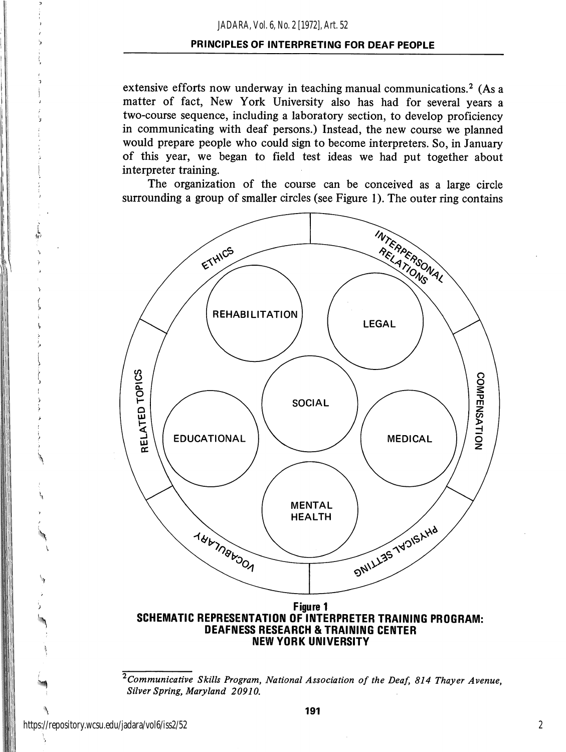extensive efforts now underway in teaching manual communications.[2] (As a matter of fact, New York University also has had for several years a two-course sequence, including a laboratory section, to develop proficiency in communicating with deaf persons.) Instead, the new course we planned would prepare people who could sign to become interpreters. So, in January of this year, we began to field test ideas we had put together about interpreter training.

The organization of the course can be conceived as a large circle surrounding a group of smaller circles (see Figure 1). The outer ring contains

ETHICS

INTERPERSONAL RELATIONS

COMPENSATION

PHYSICAL SETTING

VOCABULARY

RELATED TOPICS

REHABILITATION

LEGAL

SOCIAL

EDUCATIONAL

MEDICAL

MENTAL HEALTH

**Figure 1**
**SCHEMATIC REPRESENTATION OF INTERPRETER TRAINING PROGRAM: DEAFNESS RESEARCH & TRAINING CENTER NEW YORK UNIVERSITY**

---

[2] *Communicative Skills Program, National Association of the Deaf, 814 Thayer Avenue, Silver Spring, Maryland 20910.*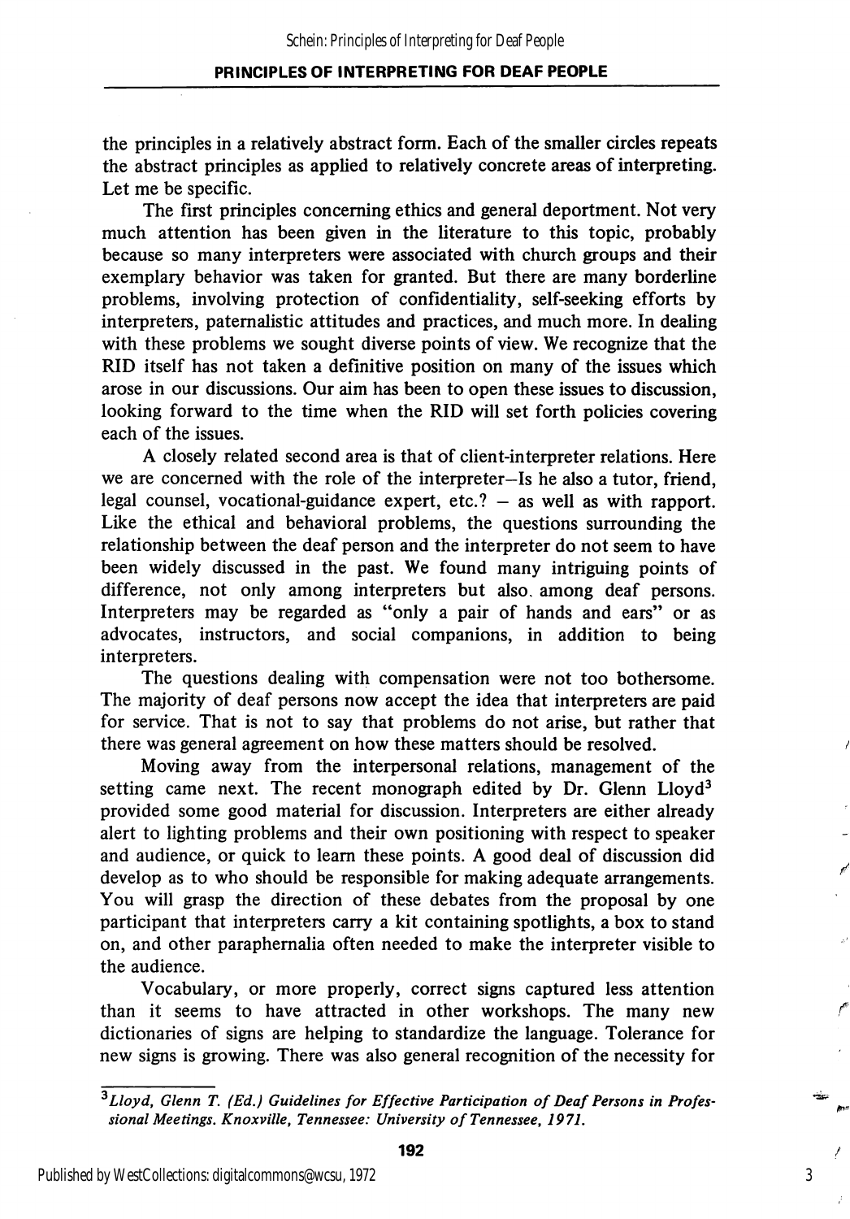the principles in a relatively abstract form. Each of the smaller circles repeats the abstract principles as applied to relatively concrete areas of interpreting. Let me be specific.

The first principles concerning ethics and general deportment. Not very much attention has been given in the literature to this topic, probably because so many interpreters were associated with church groups and their exemplary behavior was taken for granted. But there are many borderline problems, involving protection of confidentiality, self-seeking efforts by interpreters, paternalistic attitudes and practices, and much more. In dealing with these problems we sought diverse points of view. We recognize that the RID itself has not taken a definitive position on many of the issues which arose in our discussions. Our aim has been to open these issues to discussion, looking forward to the time when the RID will set forth policies covering each of the issues.

A closely related second area is that of client-interpreter relations. Here we are concerned with the role of the interpreter—Is he also a tutor, friend, legal counsel, vocational-guidance expert, etc.? – as well as with rapport. Like the ethical and behavioral problems, the questions surrounding the relationship between the deaf person and the interpreter do not seem to have been widely discussed in the past. We found many intriguing points of difference, not only among interpreters but also among deaf persons. Interpreters may be regarded as "only a pair of hands and ears" or as advocates, instructors, and social companions, in addition to being interpreters.

The questions dealing with compensation were not too bothersome. The majority of deaf persons now accept the idea that interpreters are paid for service. That is not to say that problems do not arise, but rather that there was general agreement on how these matters should be resolved.

Moving away from the interpersonal relations, management of the setting came next. The recent monograph edited by Dr. Glenn Lloyd[3] provided some good material for discussion. Interpreters are either already alert to lighting problems and their own positioning with respect to speaker and audience, or quick to learn these points. A good deal of discussion did develop as to who should be responsible for making adequate arrangements. You will grasp the direction of these debates from the proposal by one participant that interpreters carry a kit containing spotlights, a box to stand on, and other paraphernalia often needed to make the interpreter visible to the audience.

Vocabulary, or more properly, correct signs captured less attention than it seems to have attracted in other workshops. The many new dictionaries of signs are helping to standardize the language. Tolerance for new signs is growing. There was also general recognition of the necessity for

---

[3]*Lloyd, Glenn T. (Ed.) Guidelines for Effective Participation of Deaf Persons in Professional Meetings. Knoxville, Tennessee: University of Tennessee, 1971.*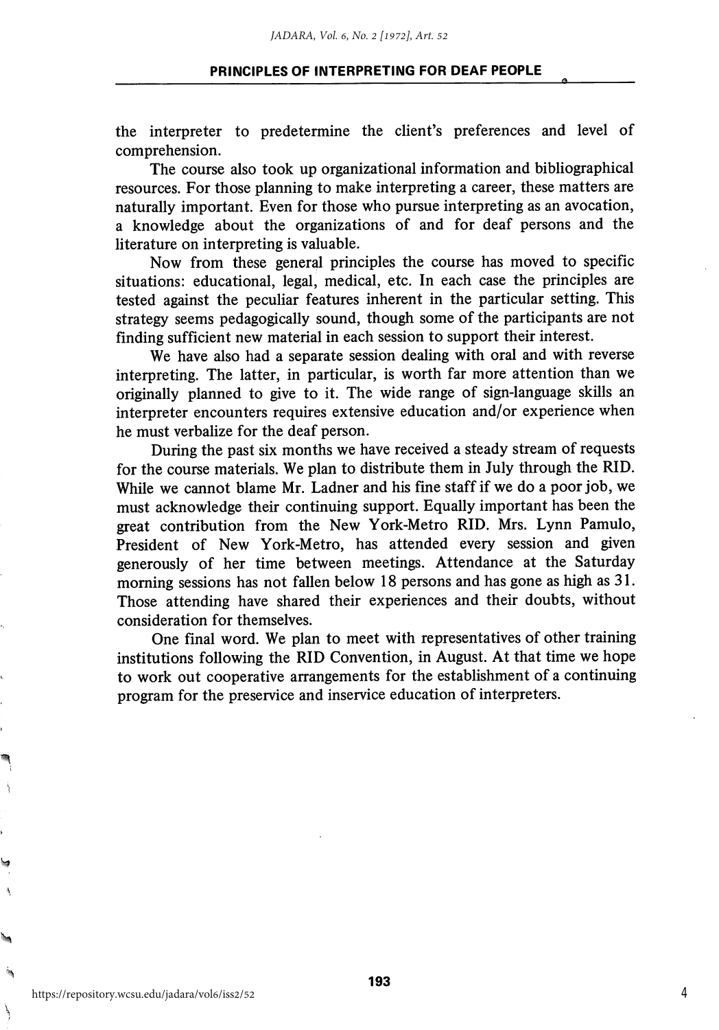the interpreter to predetermine the client's preferences and level of comprehension.

The course also took up organizational information and bibliographical resources. For those planning to make interpreting a career, these matters are naturally important. Even for those who pursue interpreting as an avocation, a knowledge about the organizations of and for deaf persons and the literature on interpreting is valuable.

Now from these general principles the course has moved to specific situations: educational, legal, medical, etc. In each case the principles are tested against the peculiar features inherent in the particular setting. This strategy seems pedagogically sound, though some of the participants are not finding sufficient new material in each session to support their interest.

We have also had a separate session dealing with oral and with reverse interpreting. The latter, in particular, is worth far more attention than we originally planned to give to it. The wide range of sign-language skills an interpreter encounters requires extensive education and/or experience when he must verbalize for the deaf person.

During the past six months we have received a steady stream of requests for the course materials. We plan to distribute them in July through the RID. While we cannot blame Mr. Ladner and his fine staff if we do a poor job, we must acknowledge their continuing support. Equally important has been the great contribution from the New York-Metro RID. Mrs. Lynn Pamulo, President of New York-Metro, has attended every session and given generously of her time between meetings. Attendance at the Saturday morning sessions has not fallen below 18 persons and has gone as high as 31. Those attending have shared their experiences and their doubts, without consideration for themselves.

One final word. We plan to meet with representatives of other training institutions following the RID Convention, in August. At that time we hope to work out cooperative arrangements for the establishment of a continuing program for the preservice and inservice education of interpreters.